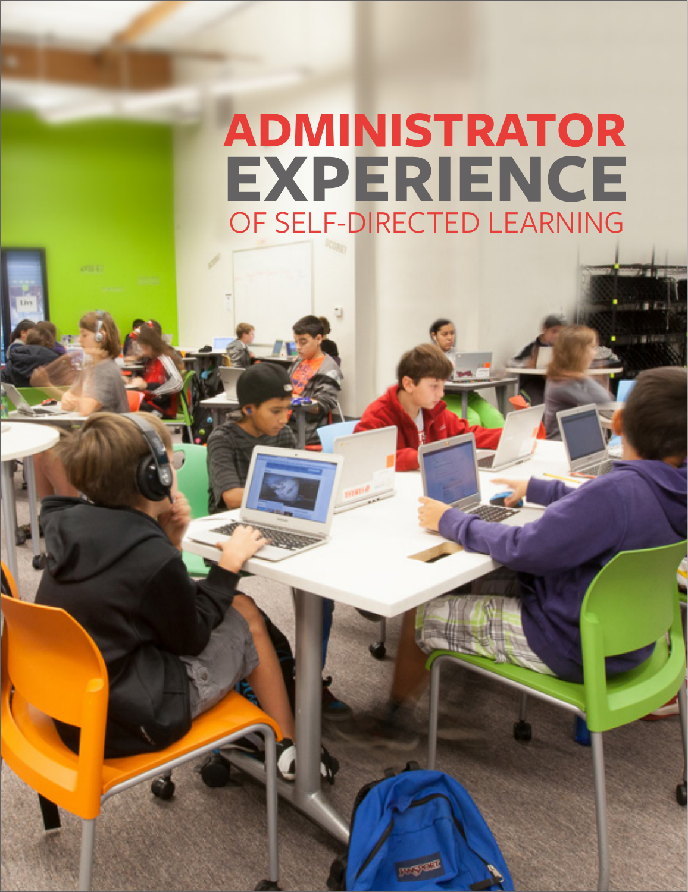# ADMINISTRATOR EXPERIENCE

## OF SELF-DIRECTED LEARNING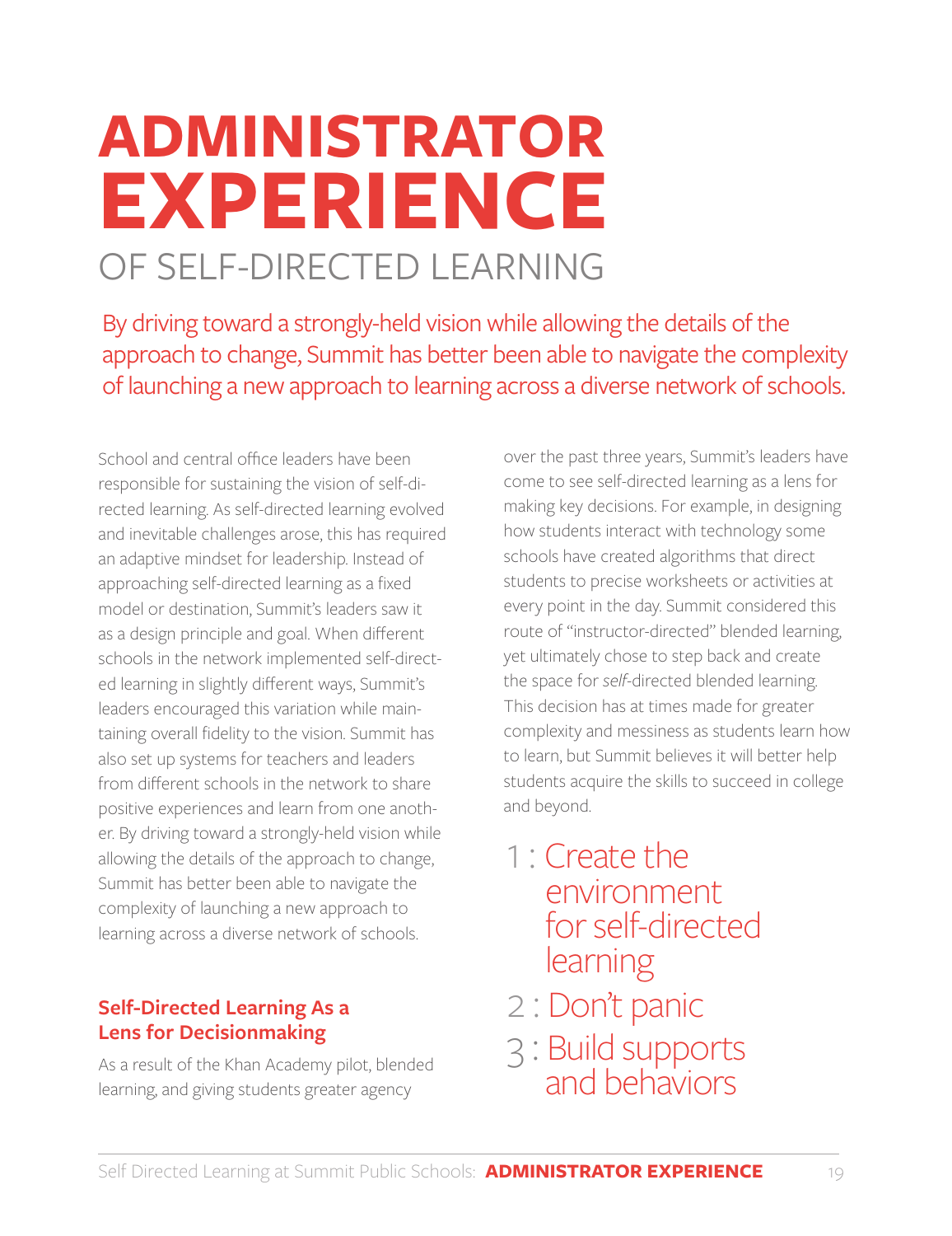# ADMINISTRATOR EXPERIENCE

## OF SELF-DIRECTED LEARNING

By driving toward a strongly-held vision while allowing the details of the approach to change, Summit has better been able to navigate the complexity of launching a new approach to learning across a diverse network of schools.

School and central office leaders have been responsible for sustaining the vision of self-directed learning. As self-directed learning evolved and inevitable challenges arose, this has required an adaptive mindset for leadership. Instead of approaching self-directed learning as a fixed model or destination, Summit's leaders saw it as a design principle and goal. When different schools in the network implemented self-directed learning in slightly different ways, Summit's leaders encouraged this variation while maintaining overall fidelity to the vision. Summit has also set up systems for teachers and leaders from different schools in the network to share positive experiences and learn from one another. By driving toward a strongly-held vision while allowing the details of the approach to change, Summit has better been able to navigate the complexity of launching a new approach to learning across a diverse network of schools.

### Self-Directed Learning As a Lens for Decisionmaking

As a result of the Khan Academy pilot, blended learning, and giving students greater agency over the past three years, Summit's leaders have come to see self-directed learning as a lens for making key decisions. For example, in designing how students interact with technology some schools have created algorithms that direct students to precise worksheets or activities at every point in the day. Summit considered this route of "instructor-directed" blended learning, yet ultimately chose to step back and create the space for *self*-directed blended learning. This decision has at times made for greater complexity and messiness as students learn how to learn, but Summit believes it will better help students acquire the skills to succeed in college and beyond.

1 : Create the environment for self-directed learning

2 : Don't panic

3 : Build supports and behaviors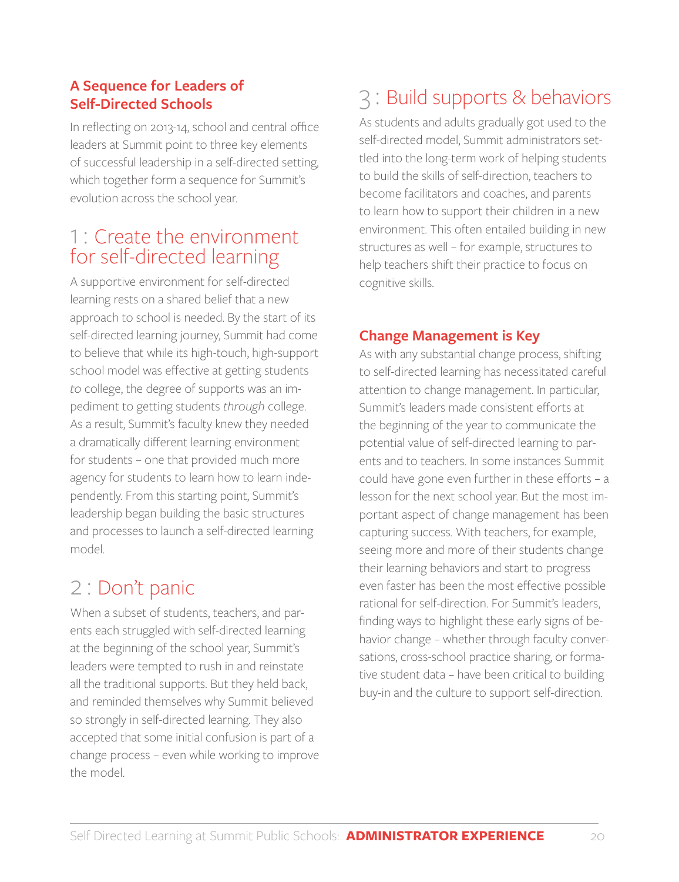## A Sequence for Leaders of Self-Directed Schools

In reflecting on 2013-14, school and central office leaders at Summit point to three key elements of successful leadership in a self-directed setting, which together form a sequence for Summit's evolution across the school year.

### 1 : Create the environment for self-directed learning

A supportive environment for self-directed learning rests on a shared belief that a new approach to school is needed. By the start of its self-directed learning journey, Summit had come to believe that while its high-touch, high-support school model was effective at getting students *to* college, the degree of supports was an impediment to getting students *through* college. As a result, Summit's faculty knew they needed a dramatically different learning environment for students – one that provided much more agency for students to learn how to learn independently. From this starting point, Summit's leadership began building the basic structures and processes to launch a self-directed learning model.

### 2 : Don't panic

When a subset of students, teachers, and parents each struggled with self-directed learning at the beginning of the school year, Summit's leaders were tempted to rush in and reinstate all the traditional supports. But they held back, and reminded themselves why Summit believed so strongly in self-directed learning. They also accepted that some initial confusion is part of a change process – even while working to improve the model.

### 3 : Build supports & behaviors

As students and adults gradually got used to the self-directed model, Summit administrators settled into the long-term work of helping students to build the skills of self-direction, teachers to become facilitators and coaches, and parents to learn how to support their children in a new environment. This often entailed building in new structures as well – for example, structures to help teachers shift their practice to focus on cognitive skills.

## Change Management is Key

As with any substantial change process, shifting to self-directed learning has necessitated careful attention to change management. In particular, Summit's leaders made consistent efforts at the beginning of the year to communicate the potential value of self-directed learning to parents and to teachers. In some instances Summit could have gone even further in these efforts – a lesson for the next school year. But the most important aspect of change management has been capturing success. With teachers, for example, seeing more and more of their students change their learning behaviors and start to progress even faster has been the most effective possible rational for self-direction. For Summit's leaders, finding ways to highlight these early signs of behavior change – whether through faculty conversations, cross-school practice sharing, or formative student data – have been critical to building buy-in and the culture to support self-direction.